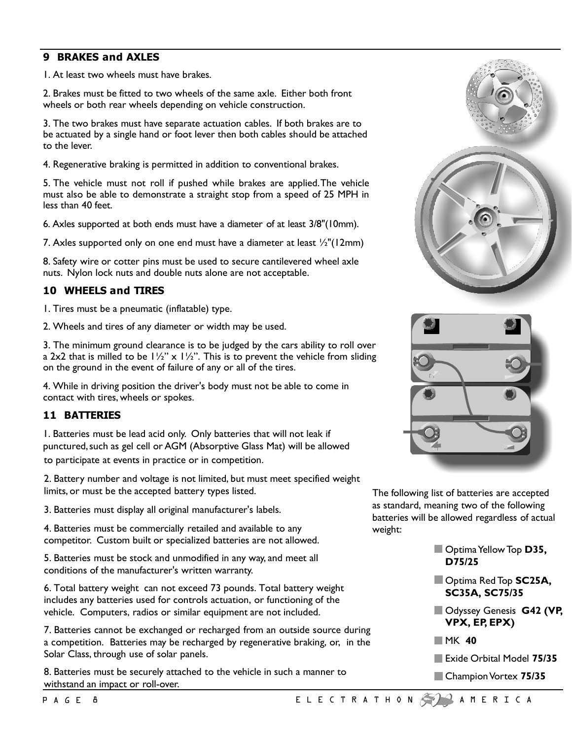## 9 BRAKES and AXLES

1. At least two wheels must have brakes.

2. Brakes must be fitted to two wheels of the same axle. Either both front wheels or both rear wheels depending on vehicle construction.

3. The two brakes must have separate actuation cables. If both brakes are to be actuated by a single hand or foot lever then both cables should be attached to the lever.

4. Regenerative braking is permitted in addition to conventional brakes.

5. The vehicle must not roll if pushed while brakes are applied. The vehicle must also be able to demonstrate a straight stop from a speed of 25 MPH in less than 40 feet.

6. Axles supported at both ends must have a diameter of at least 3/8"(10mm).

7. Axles supported only on one end must have a diameter at least ½"(12mm)

8. Safety wire or cotter pins must be used to secure cantilevered wheel axle nuts. Nylon lock nuts and double nuts alone are not acceptable.

## 10 WHEELS and TIRES

1. Tires must be a pneumatic (inflatable) type.

2. Wheels and tires of any diameter or width may be used.

3. The minimum ground clearance is to be judged by the cars ability to roll over a 2x2 that is milled to be 1½" x 1½". This is to prevent the vehicle from sliding on the ground in the event of failure of any or all of the tires.

4. While in driving position the driver's body must not be able to come in contact with tires, wheels or spokes.

## 11 BATTERIES

1. Batteries must be lead acid only. Only batteries that will not leak if punctured, such as gel cell or AGM (Absorptive Glass Mat) will be allowed to participate at events in practice or in competition.

2. Battery number and voltage is not limited, but must meet specified weight limits, or must be the accepted battery types listed.

3. Batteries must display all original manufacturer's labels.

4. Batteries must be commercially retailed and available to any competitor. Custom built or specialized batteries are not allowed.

5. Batteries must be stock and unmodified in any way, and meet all conditions of the manufacturer's written warranty.

6. Total battery weight can not exceed 73 pounds. Total battery weight includes any batteries used for controls actuation, or functioning of the vehicle. Computers, radios or similar equipment are not included.

7. Batteries cannot be exchanged or recharged from an outside source during a competition. Batteries may be recharged by regenerative braking, or, in the Solar Class, through use of solar panels.

8. Batteries must be securely attached to the vehicle in such a manner to withstand an impact or roll-over.

The following list of batteries are accepted as standard, meaning two of the following batteries will be allowed regardless of actual weight:

- Optima Yellow Top **D35, D75/25**
- Optima Red Top **SC25A, SC35A, SC75/35**
- Odyssey Genesis **G42 (VP, VPX, EP, EPX)**
- MK **40**
- Exide Orbital Model **75/35**
- Champion Vortex **75/35**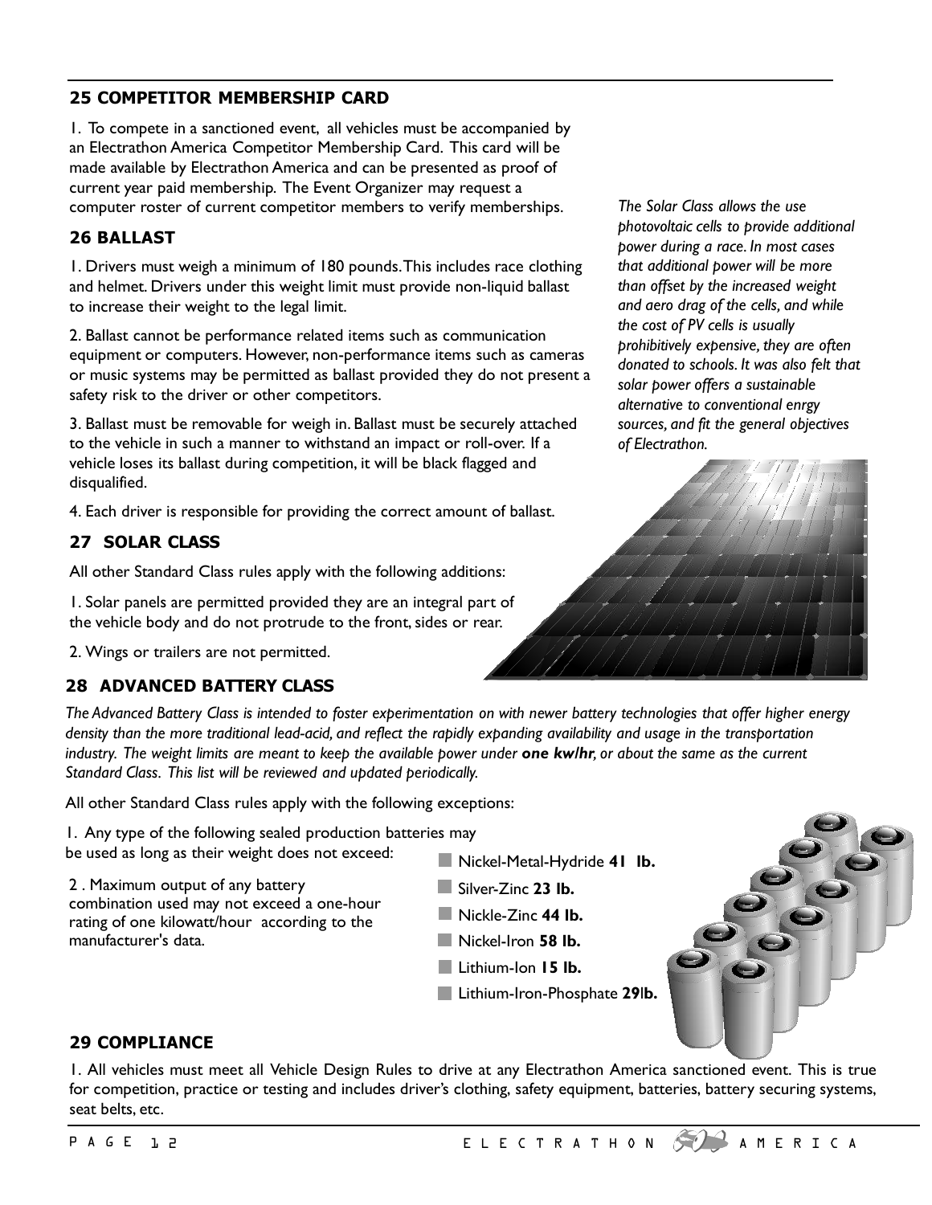## 25 COMPETITOR MEMBERSHIP CARD

1. To compete in a sanctioned event, all vehicles must be accompanied by an Electrathon America Competitor Membership Card. This card will be made available by Electrathon America and can be presented as proof of current year paid membership. The Event Organizer may request a computer roster of current competitor members to verify memberships.

## 26 BALLAST

1. Drivers must weigh a minimum of 180 pounds. This includes race clothing and helmet. Drivers under this weight limit must provide non-liquid ballast to increase their weight to the legal limit.

2. Ballast cannot be performance related items such as communication equipment or computers. However, non-performance items such as cameras or music systems may be permitted as ballast provided they do not present a safety risk to the driver or other competitors.

3. Ballast must be removable for weigh in. Ballast must be securely attached to the vehicle in such a manner to withstand an impact or roll-over. If a vehicle loses its ballast during competition, it will be black flagged and disqualified.

4. Each driver is responsible for providing the correct amount of ballast.

## 27 SOLAR CLASS

*The Solar Class allows the use photovoltaic cells to provide additional power during a race. In most cases that additional power will be more than offset by the increased weight and aero drag of the cells, and while the cost of PV cells is usually prohibitively expensive, they are often donated to schools. It was also felt that solar power offers a sustainable alternative to conventional enrgy sources, and fit the general objectives of Electrathon.*

All other Standard Class rules apply with the following additions:

1. Solar panels are permitted provided they are an integral part of the vehicle body and do not protrude to the front, sides or rear.

2. Wings or trailers are not permitted.

## 28 ADVANCED BATTERY CLASS

*The Advanced Battery Class is intended to foster experimentation on with newer battery technologies that offer higher energy density than the more traditional lead-acid, and reflect the rapidly expanding availability and usage in the transportation industry. The weight limits are meant to keep the available power under **one kw/hr**, or about the same as the current Standard Class. This list will be reviewed and updated periodically.*

All other Standard Class rules apply with the following exceptions:

1. Any type of the following sealed production batteries may be used as long as their weight does not exceed:

- Nickel-Metal-Hydride **41 lb.**
- Silver-Zinc **23 lb.**
- Nickle-Zinc **44 lb.**
- Nickel-Iron **58 lb.**
- Lithium-Ion **15 lb.**
- Lithium-Iron-Phosphate **29lb.**

2 . Maximum output of any battery combination used may not exceed a one-hour rating of one kilowatt/hour according to the manufacturer's data.

## 29 COMPLIANCE

1. All vehicles must meet all Vehicle Design Rules to drive at any Electrathon America sanctioned event. This is true for competition, practice or testing and includes driver's clothing, safety equipment, batteries, battery securing systems, seat belts, etc.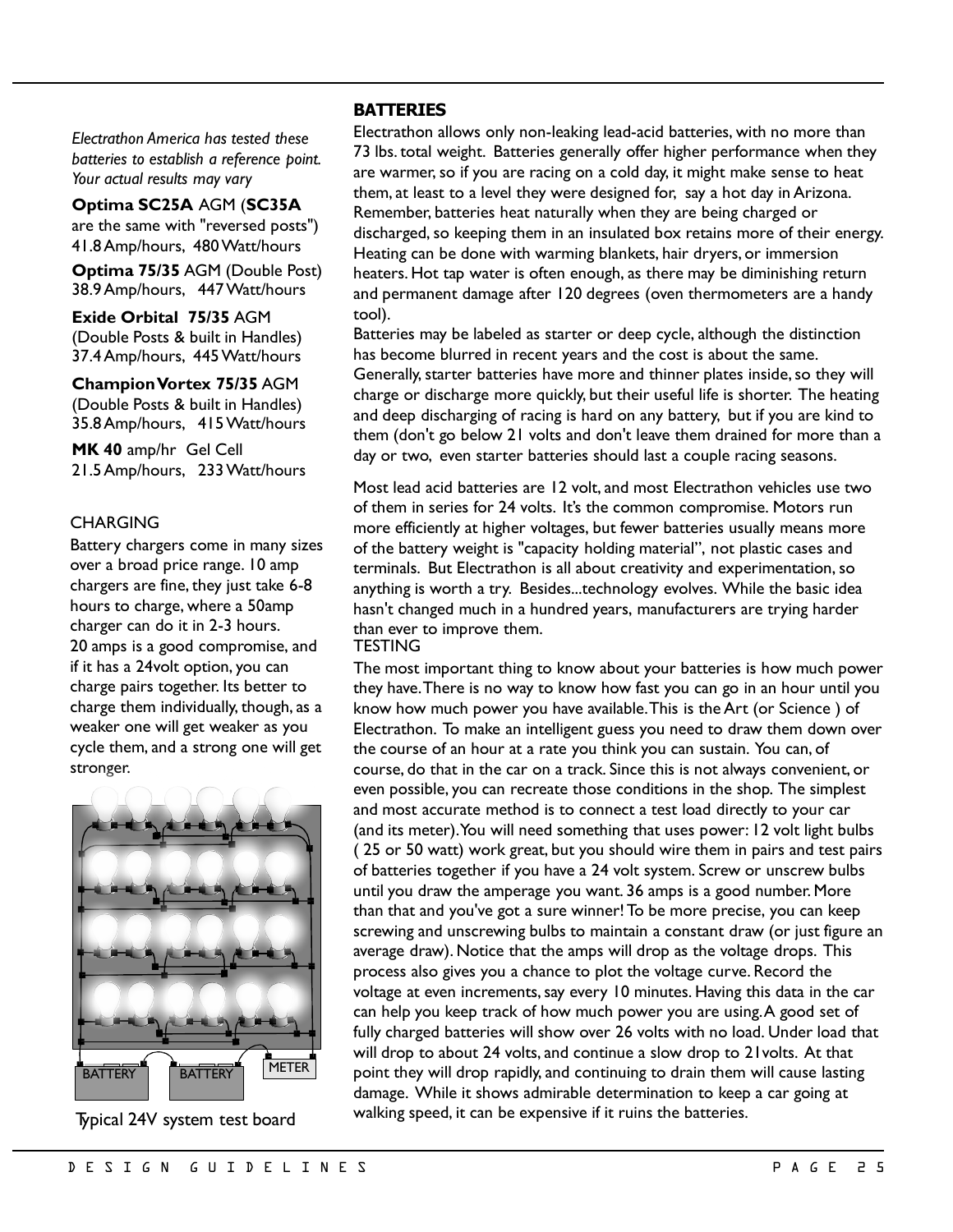*Electrathon America has tested these batteries to establish a reference point. Your actual results may vary*

**Optima SC25A** AGM (**SC35A** are the same with "reversed posts")
41.8 Amp/hours, 480 Watt/hours

**Optima 75/35** AGM (Double Post)
38.9 Amp/hours, 447 Watt/hours

**Exide Orbital 75/35** AGM
(Double Posts & built in Handles)
37.4 Amp/hours, 445 Watt/hours

**Champion Vortex 75/35** AGM
(Double Posts & built in Handles)
35.8 Amp/hours, 415 Watt/hours

**MK 40** amp/hr Gel Cell
21.5 Amp/hours, 233 Watt/hours

### CHARGING

Battery chargers come in many sizes over a broad price range. 10 amp chargers are fine, they just take 6-8 hours to charge, where a 50amp charger can do it in 2-3 hours. 20 amps is a good compromise, and if it has a 24volt option, you can charge pairs together. Its better to charge them individually, though, as a weaker one will get weaker as you cycle them, and a strong one will get stronger.

BATTERY BATTERY METER

Typical 24V system test board

## BATTERIES

Electrathon allows only non-leaking lead-acid batteries, with no more than 73 lbs. total weight. Batteries generally offer higher performance when they are warmer, so if you are racing on a cold day, it might make sense to heat them, at least to a level they were designed for, say a hot day in Arizona. Remember, batteries heat naturally when they are being charged or discharged, so keeping them in an insulated box retains more of their energy. Heating can be done with warming blankets, hair dryers, or immersion heaters. Hot tap water is often enough, as there may be diminishing return and permanent damage after 120 degrees (oven thermometers are a handy tool).

Batteries may be labeled as starter or deep cycle, although the distinction has become blurred in recent years and the cost is about the same. Generally, starter batteries have more and thinner plates inside, so they will charge or discharge more quickly, but their useful life is shorter. The heating and deep discharging of racing is hard on any battery, but if you are kind to them (don't go below 21 volts and don't leave them drained for more than a day or two, even starter batteries should last a couple racing seasons.

Most lead acid batteries are 12 volt, and most Electrathon vehicles use two of them in series for 24 volts. It's the common compromise. Motors run more efficiently at higher voltages, but fewer batteries usually means more of the battery weight is "capacity holding material", not plastic cases and terminals. But Electrathon is all about creativity and experimentation, so anything is worth a try. Besides...technology evolves. While the basic idea hasn't changed much in a hundred years, manufacturers are trying harder than ever to improve them.

### TESTING

The most important thing to know about your batteries is how much power they have. There is no way to know how fast you can go in an hour until you know how much power you have available. This is the Art (or Science ) of Electrathon. To make an intelligent guess you need to draw them down over the course of an hour at a rate you think you can sustain. You can, of course, do that in the car on a track. Since this is not always convenient, or even possible, you can recreate those conditions in the shop. The simplest and most accurate method is to connect a test load directly to your car (and its meter). You will need something that uses power: 12 volt light bulbs ( 25 or 50 watt) work great, but you should wire them in pairs and test pairs of batteries together if you have a 24 volt system. Screw or unscrew bulbs until you draw the amperage you want. 36 amps is a good number. More than that and you've got a sure winner! To be more precise, you can keep screwing and unscrewing bulbs to maintain a constant draw (or just figure an average draw). Notice that the amps will drop as the voltage drops. This process also gives you a chance to plot the voltage curve. Record the voltage at even increments, say every 10 minutes. Having this data in the car can help you keep track of how much power you are using. A good set of fully charged batteries will show over 26 volts with no load. Under load that will drop to about 24 volts, and continue a slow drop to 21volts. At that point they will drop rapidly, and continuing to drain them will cause lasting damage. While it shows admirable determination to keep a car going at walking speed, it can be expensive if it ruins the batteries.